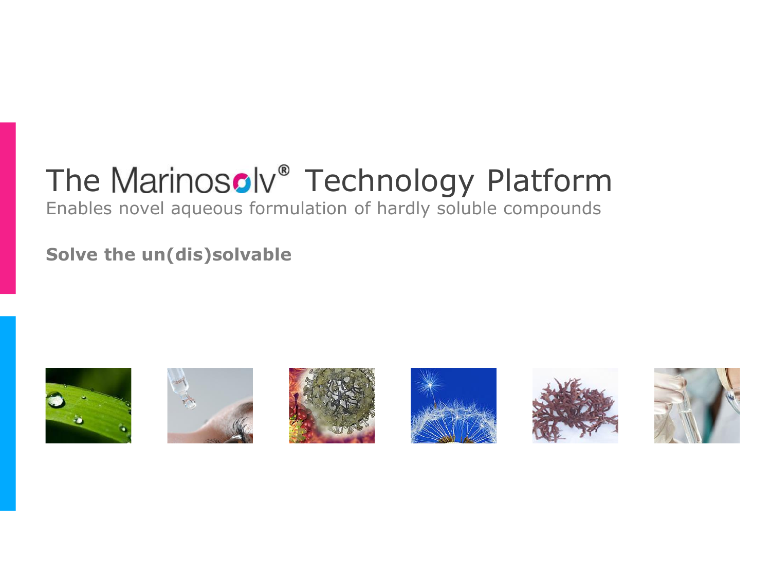# The Marinosolv® Technology Platform

Enables novel aqueous formulation of hardly soluble compounds

**Solve the un(dis)solvable**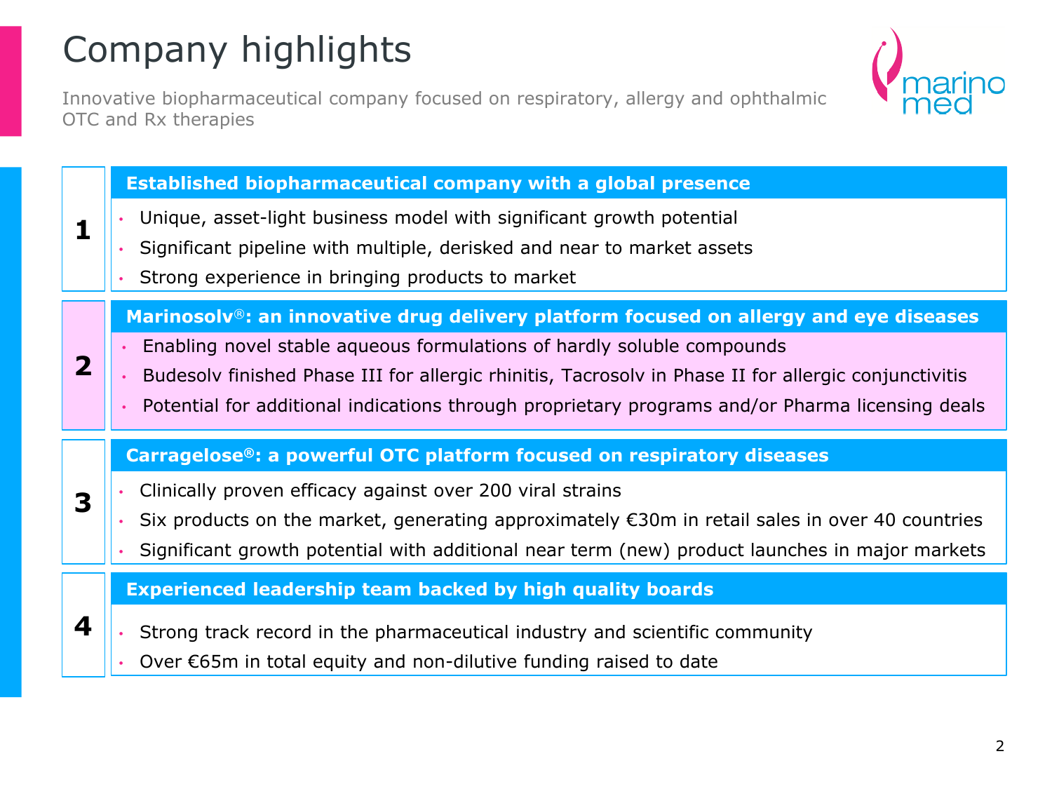# Company highlights

Innovative biopharmaceutical company focused on respiratory, allergy and ophthalmic OTC and Rx therapies

## 1 Established biopharmaceutical company with a global presence

- Unique, asset-light business model with significant growth potential
- Significant pipeline with multiple, derisked and near to market assets
- Strong experience in bringing products to market

## 2 Marinosolv®: an innovative drug delivery platform focused on allergy and eye diseases

- Enabling novel stable aqueous formulations of hardly soluble compounds
- Budesolv finished Phase III for allergic rhinitis, Tacrosolv in Phase II for allergic conjunctivitis
- Potential for additional indications through proprietary programs and/or Pharma licensing deals

## 3 Carragelose®: a powerful OTC platform focused on respiratory diseases

- Clinically proven efficacy against over 200 viral strains
- Six products on the market, generating approximately €30m in retail sales in over 40 countries
- Significant growth potential with additional near term (new) product launches in major markets

## 4 Experienced leadership team backed by high quality boards

- Strong track record in the pharmaceutical industry and scientific community
- Over €65m in total equity and non-dilutive funding raised to date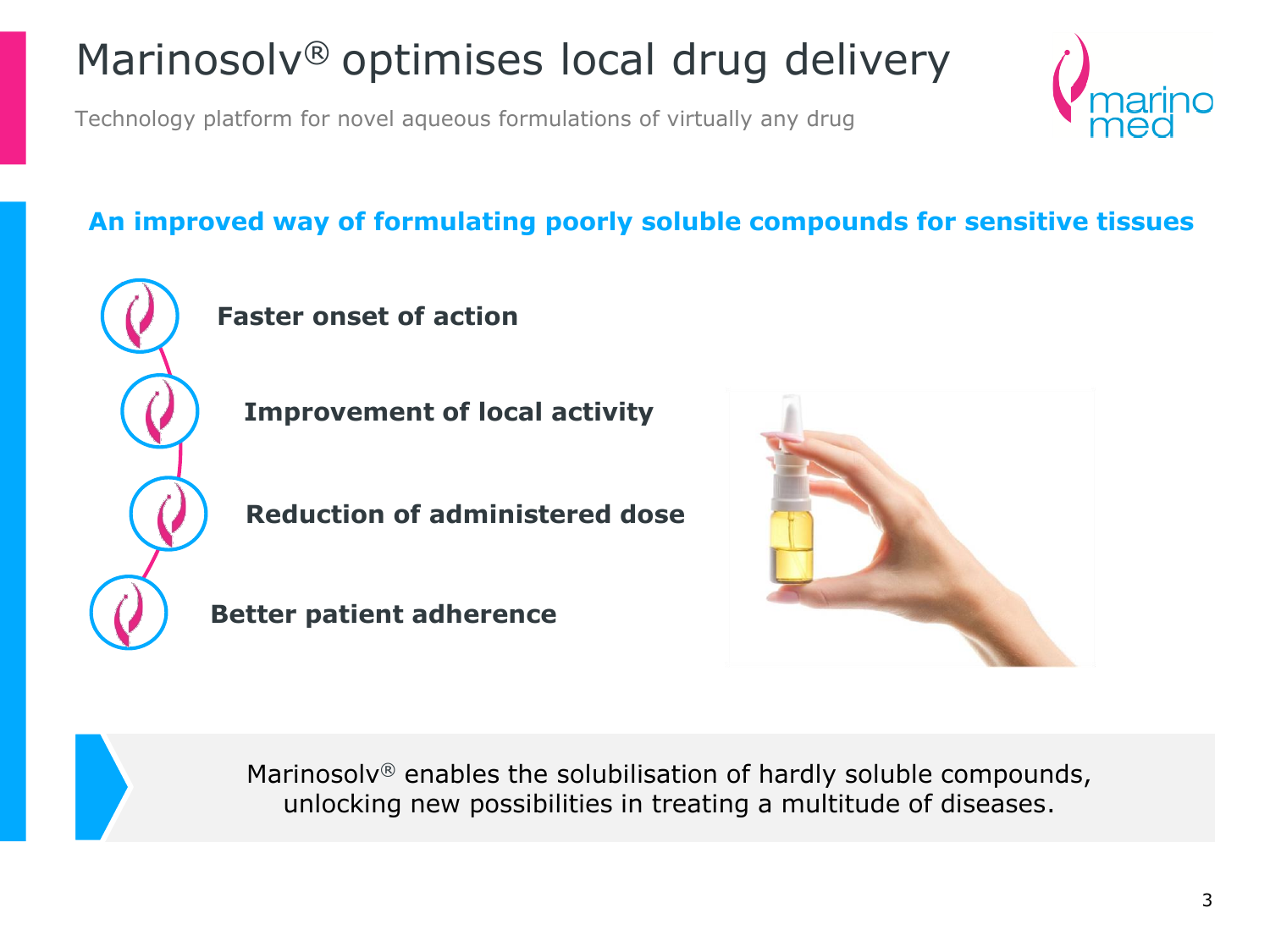# Marinosolv® optimises local drug delivery

Technology platform for novel aqueous formulations of virtually any drug

**An improved way of formulating poorly soluble compounds for sensitive tissues**

- **Faster onset of action**
- **Improvement of local activity**
- **Reduction of administered dose**
- **Better patient adherence**

Marinosolv® enables the solubilisation of hardly soluble compounds, unlocking new possibilities in treating a multitude of diseases.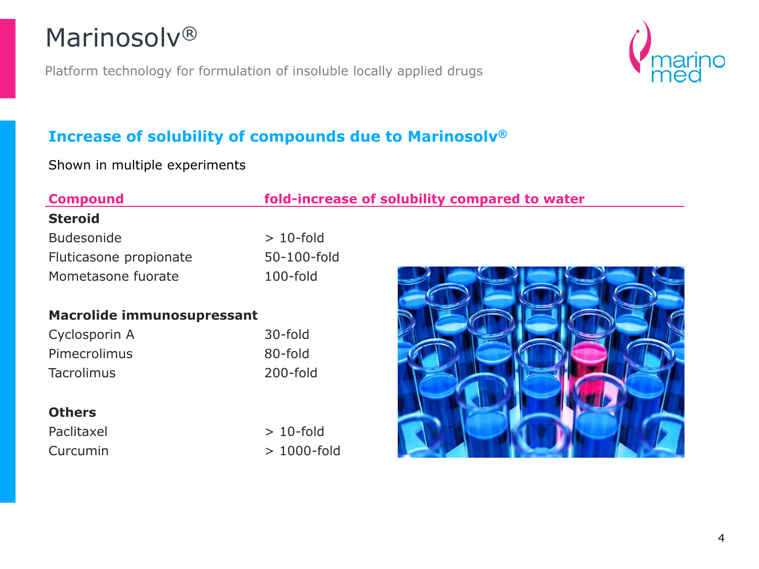# Marinosolv®

Platform technology for formulation of insoluble locally applied drugs

## Increase of solubility of compounds due to Marinosolv®

Shown in multiple experiments

| Compound | fold-increase of solubility compared to water |
|---|---|
| **Steroid** | |
| Budesonide | > 10-fold |
| Fluticasone propionate | 50-100-fold |
| Mometasone fuorate | 100-fold |
| **Macrolide immunosupressant** | |
| Cyclosporin A | 30-fold |
| Pimecrolimus | 80-fold |
| Tacrolimus | 200-fold |
| **Others** | |
| Paclitaxel | > 10-fold |
| Curcumin | > 1000-fold |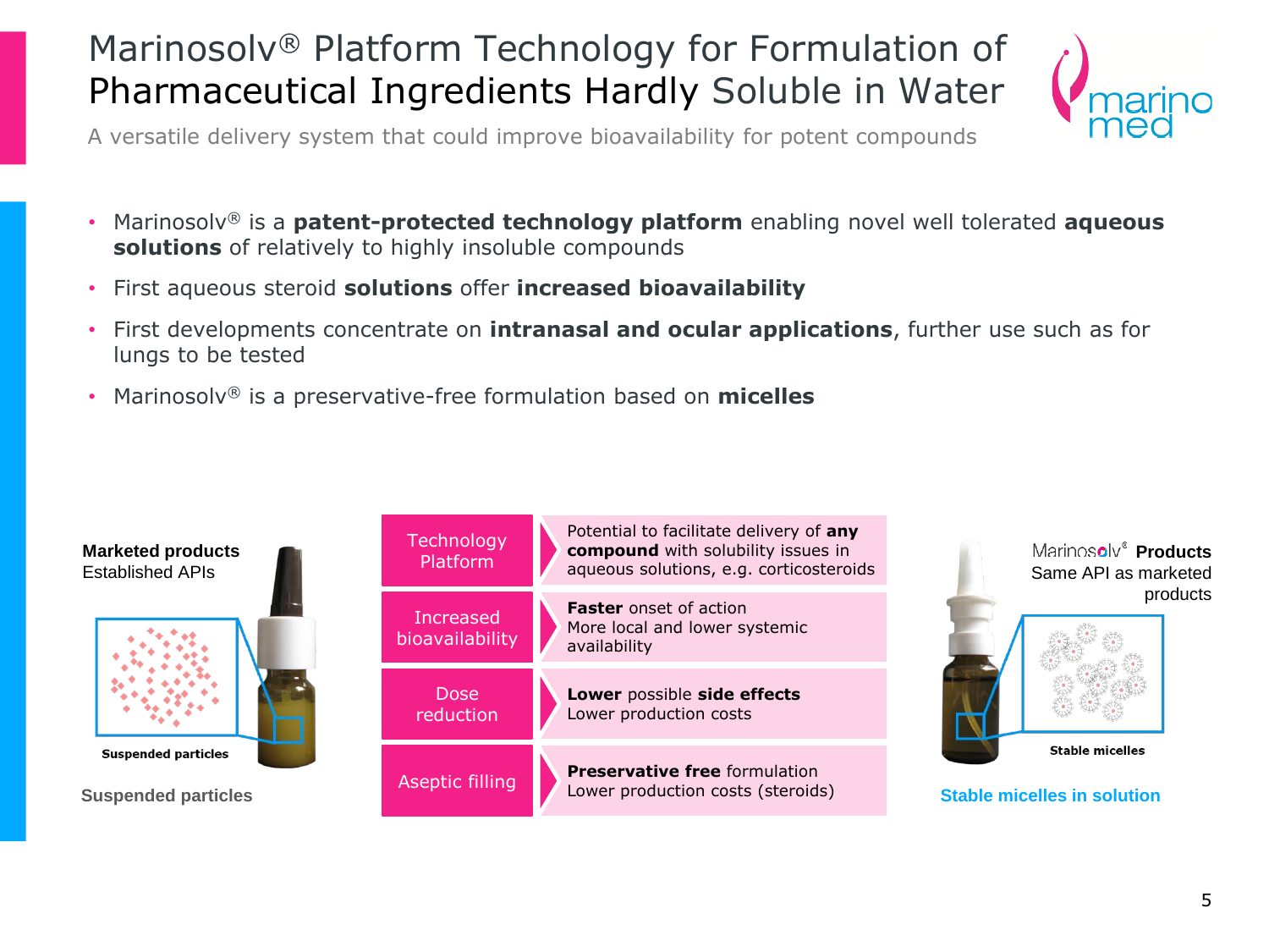# Marinosolv® Platform Technology for Formulation of Pharmaceutical Ingredients Hardly Soluble in Water

A versatile delivery system that could improve bioavailability for potent compounds

- Marinosolv® is a **patent-protected technology platform** enabling novel well tolerated **aqueous solutions** of relatively to highly insoluble compounds
- First aqueous steroid **solutions** offer **increased bioavailability**
- First developments concentrate on **intranasal and ocular applications**, further use such as for lungs to be tested
- Marinosolv® is a preservative-free formulation based on **micelles**

**Marketed products**
Established APIs

Suspended particles

**Suspended particles**

| | |
|---|---|
| Technology Platform | Potential to facilitate delivery of **any compound** with solubility issues in aqueous solutions, e.g. corticosteroids |
| Increased bioavailability | **Faster** onset of action<br>More local and lower systemic availability |
| Dose reduction | **Lower** possible **side effects**<br>Lower production costs |
| Aseptic filling | **Preservative free** formulation<br>Lower production costs (steroids) |

Marinosolv® **Products**
Same API as marketed products

Stable micelles

**Stable micelles in solution**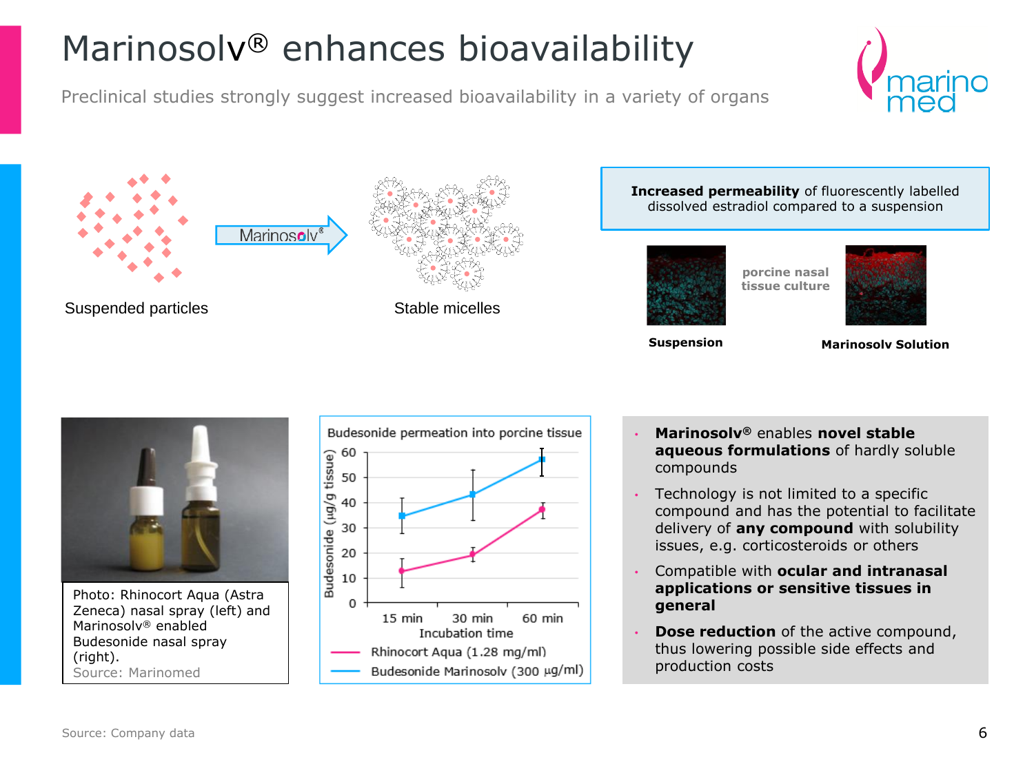# Marinosolv® enhances bioavailability

Preclinical studies strongly suggest increased bioavailability in a variety of organs

Suspended particles → Marinosolv® → Stable micelles

**Increased permeability** of fluorescently labelled dissolved estradiol compared to a suspension

porcine nasal tissue culture

**Suspension** | **Marinosolv Solution**

Photo: Rhinocort Aqua (Astra Zeneca) nasal spray (left) and Marinosolv® enabled Budesonide nasal spray (right).
Source: Marinomed

Budesonide permeation into porcine tissue

| Incubation time | Rhinocort Aqua (1.28 mg/ml) | Budesonide Marinosolv (300 µg/ml) |
|---|---|---|
| 15 min | ~13 | ~35 |
| 30 min | ~19 | ~43 |
| 60 min | ~37 | ~57 |

Y-axis: Budesonide (µg/g tissue)

- **Marinosolv®** enables **novel stable aqueous formulations** of hardly soluble compounds
- Technology is not limited to a specific compound and has the potential to facilitate delivery of **any compound** with solubility issues, e.g. corticosteroids or others
- Compatible with **ocular and intranasal applications or sensitive tissues in general**
- **Dose reduction** of the active compound, thus lowering possible side effects and production costs

Source: Company data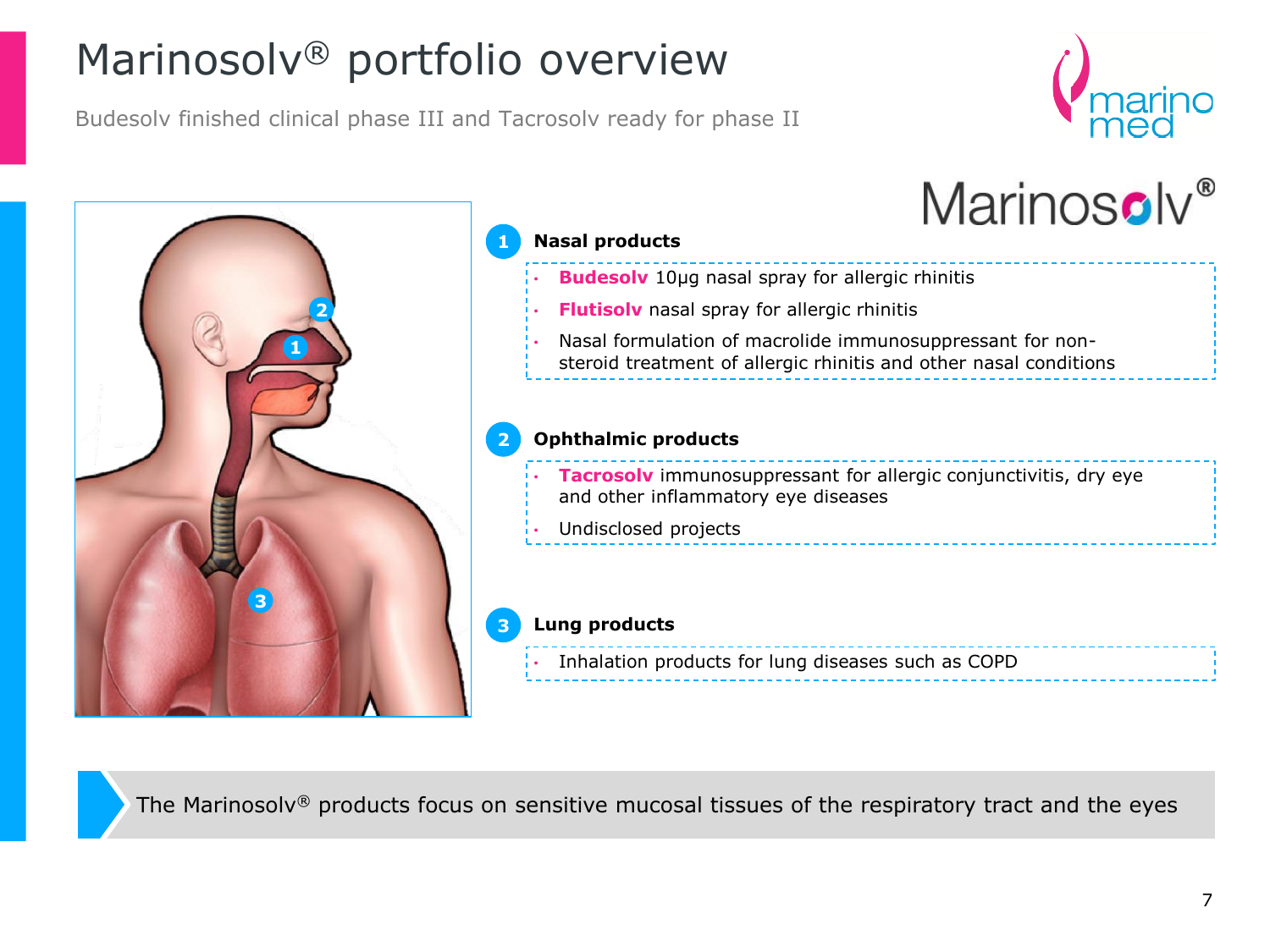# Marinosolv® portfolio overview

Budesolv finished clinical phase III and Tacrosolv ready for phase II

Marinosolv®

### 1 Nasal products

- **Budesolv** 10µg nasal spray for allergic rhinitis
- **Flutisolv** nasal spray for allergic rhinitis
- Nasal formulation of macrolide immunosuppressant for non-steroid treatment of allergic rhinitis and other nasal conditions

### 2 Ophthalmic products

- **Tacrosolv** immunosuppressant for allergic conjunctivitis, dry eye and other inflammatory eye diseases
- Undisclosed projects

### 3 Lung products

- Inhalation products for lung diseases such as COPD

The Marinosolv® products focus on sensitive mucosal tissues of the respiratory tract and the eyes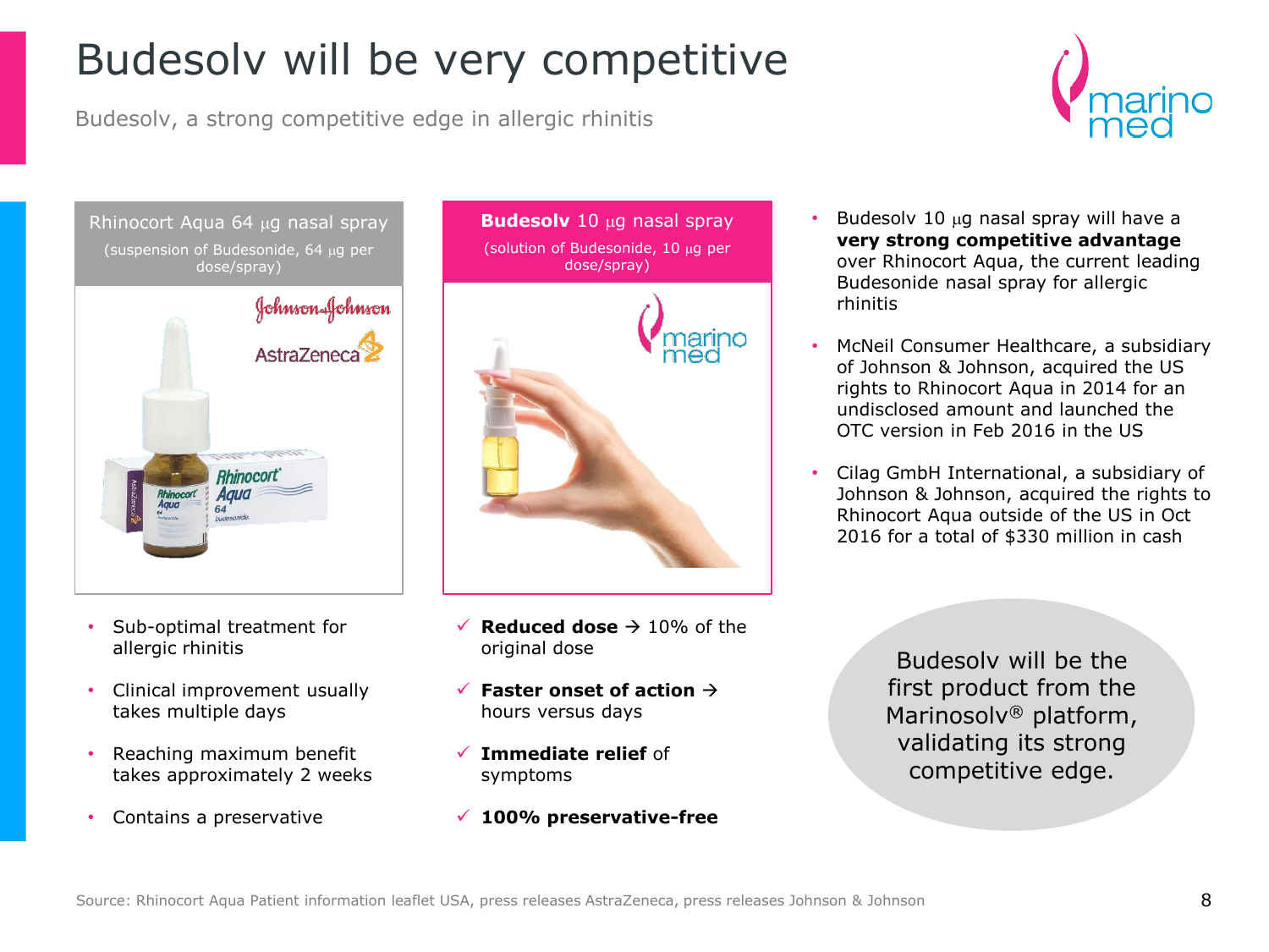# Budesolv will be very competitive

Budesolv, a strong competitive edge in allergic rhinitis

## Rhinocort Aqua 64 µg nasal spray

(suspension of Budesonide, 64 µg per dose/spray)

- Sub-optimal treatment for allergic rhinitis
- Clinical improvement usually takes multiple days
- Reaching maximum benefit takes approximately 2 weeks
- Contains a preservative

## **Budesolv** 10 µg nasal spray

(solution of Budesonide, 10 µg per dose/spray)

- ✓ **Reduced dose** → 10% of the original dose
- ✓ **Faster onset of action** → hours versus days
- ✓ **Immediate relief** of symptoms
- ✓ **100% preservative-free**

---

- Budesolv 10 µg nasal spray will have a **very strong competitive advantage** over Rhinocort Aqua, the current leading Budesonide nasal spray for allergic rhinitis
- McNeil Consumer Healthcare, a subsidiary of Johnson & Johnson, acquired the US rights to Rhinocort Aqua in 2014 for an undisclosed amount and launched the OTC version in Feb 2016 in the US
- Cilag GmbH International, a subsidiary of Johnson & Johnson, acquired the rights to Rhinocort Aqua outside of the US in Oct 2016 for a total of $330 million in cash

Budesolv will be the first product from the Marinosolv® platform, validating its strong competitive edge.

Source: Rhinocort Aqua Patient information leaflet USA, press releases AstraZeneca, press releases Johnson & Johnson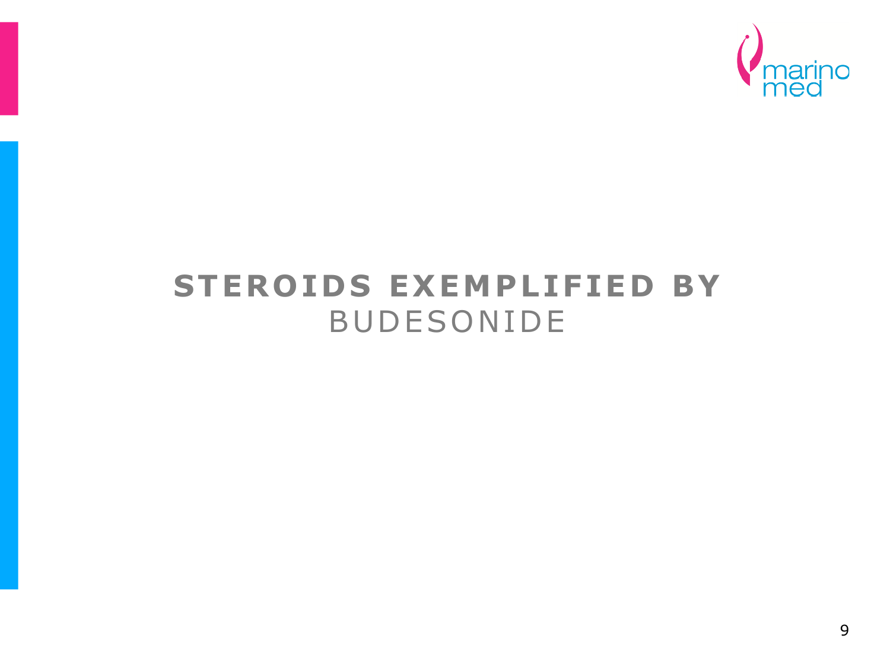# STEROIDS EXEMPLIFIED BY BUDESONIDE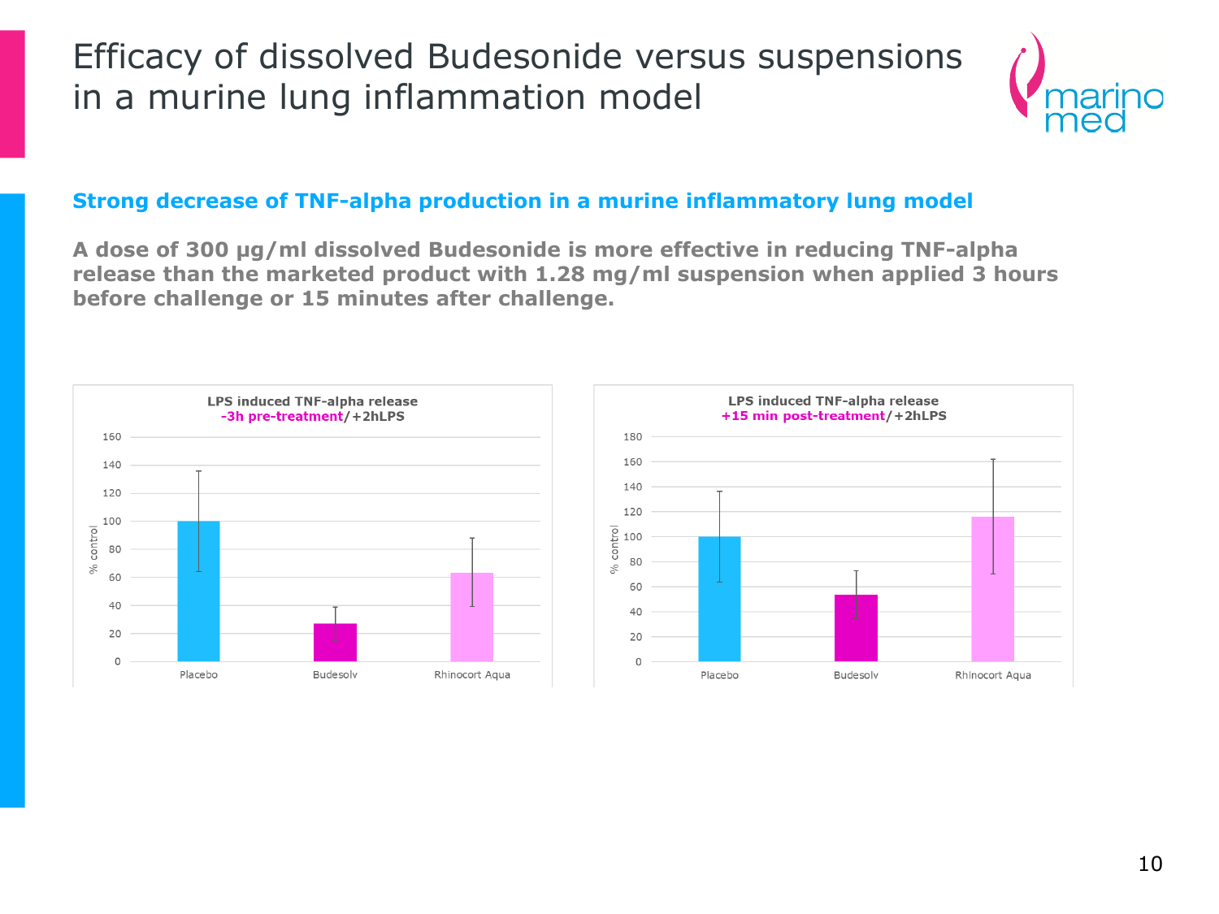# Efficacy of dissolved Budesonide versus suspensions in a murine lung inflammation model

## Strong decrease of TNF-alpha production in a murine inflammatory lung model

**A dose of 300 µg/ml dissolved Budesonide is more effective in reducing TNF-alpha release than the marketed product with 1.28 mg/ml suspension when applied 3 hours before challenge or 15 minutes after challenge.**

**LPS induced TNF-alpha release**
**-3h pre-treatment/+2hLPS**

| | % control |
|---|---|
| Placebo | 100 |
| Budesolv | 27 |
| Rhinocort Aqua | 63 |

**LPS induced TNF-alpha release**
**+15 min post-treatment/+2hLPS**

| | % control |
|---|---|
| Placebo | 100 |
| Budesolv | 53 |
| Rhinocort Aqua | 116 |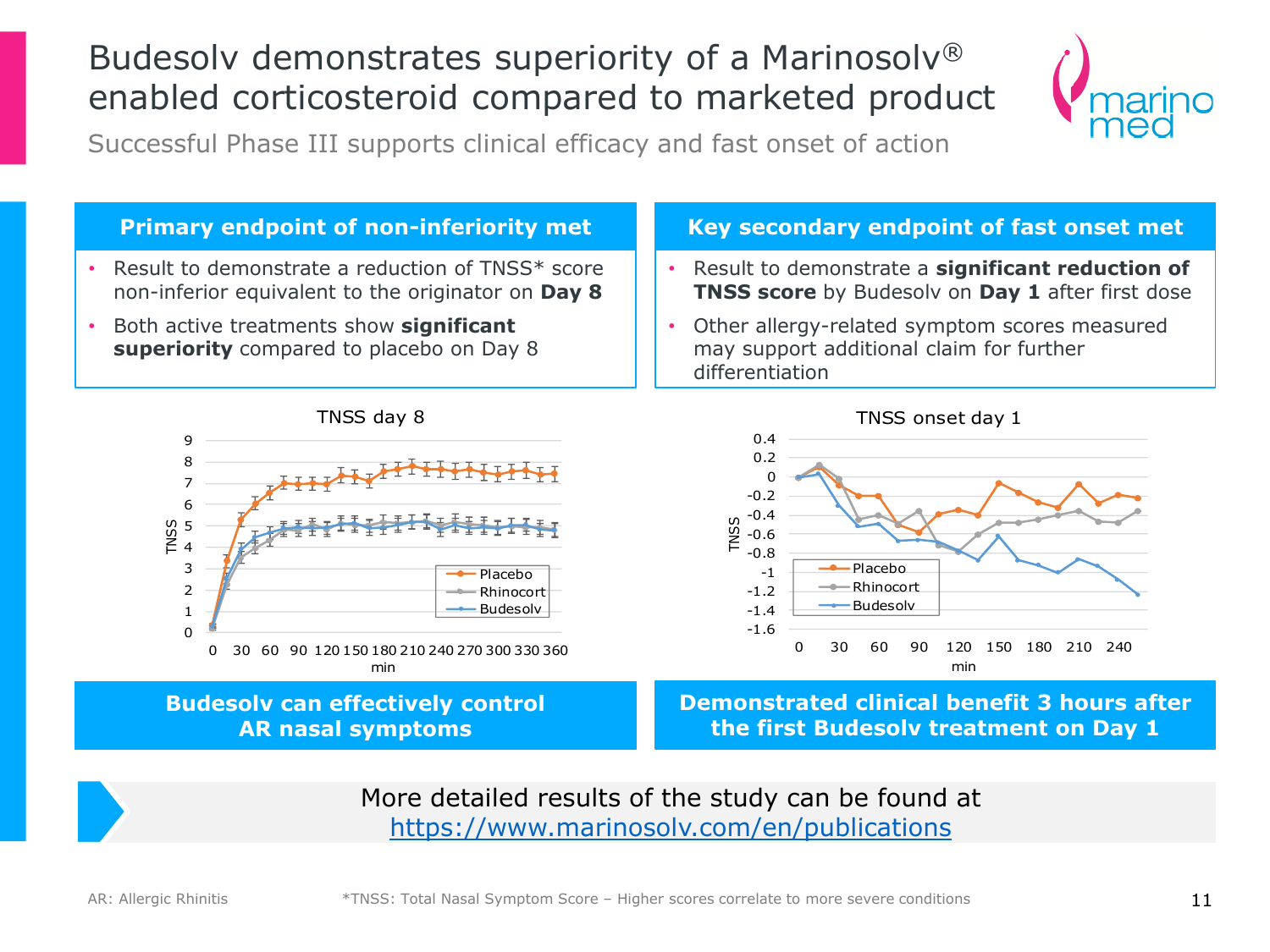# Budesolv demonstrates superiority of a Marinosolv® enabled corticosteroid compared to marketed product

Successful Phase III supports clinical efficacy and fast onset of action

## Primary endpoint of non-inferiority met

- Result to demonstrate a reduction of TNSS* score non-inferior equivalent to the originator on **Day 8**
- Both active treatments show **significant superiority** compared to placebo on Day 8

TNSS day 8

**Budesolv can effectively control AR nasal symptoms**

## Key secondary endpoint of fast onset met

- Result to demonstrate a **significant reduction of TNSS score** by Budesolv on **Day 1** after first dose
- Other allergy-related symptom scores measured may support additional claim for further differentiation

TNSS onset day 1

**Demonstrated clinical benefit 3 hours after the first Budesolv treatment on Day 1**

More detailed results of the study can be found at https://www.marinosolv.com/en/publications

AR: Allergic Rhinitis

*TNSS: Total Nasal Symptom Score – Higher scores correlate to more severe conditions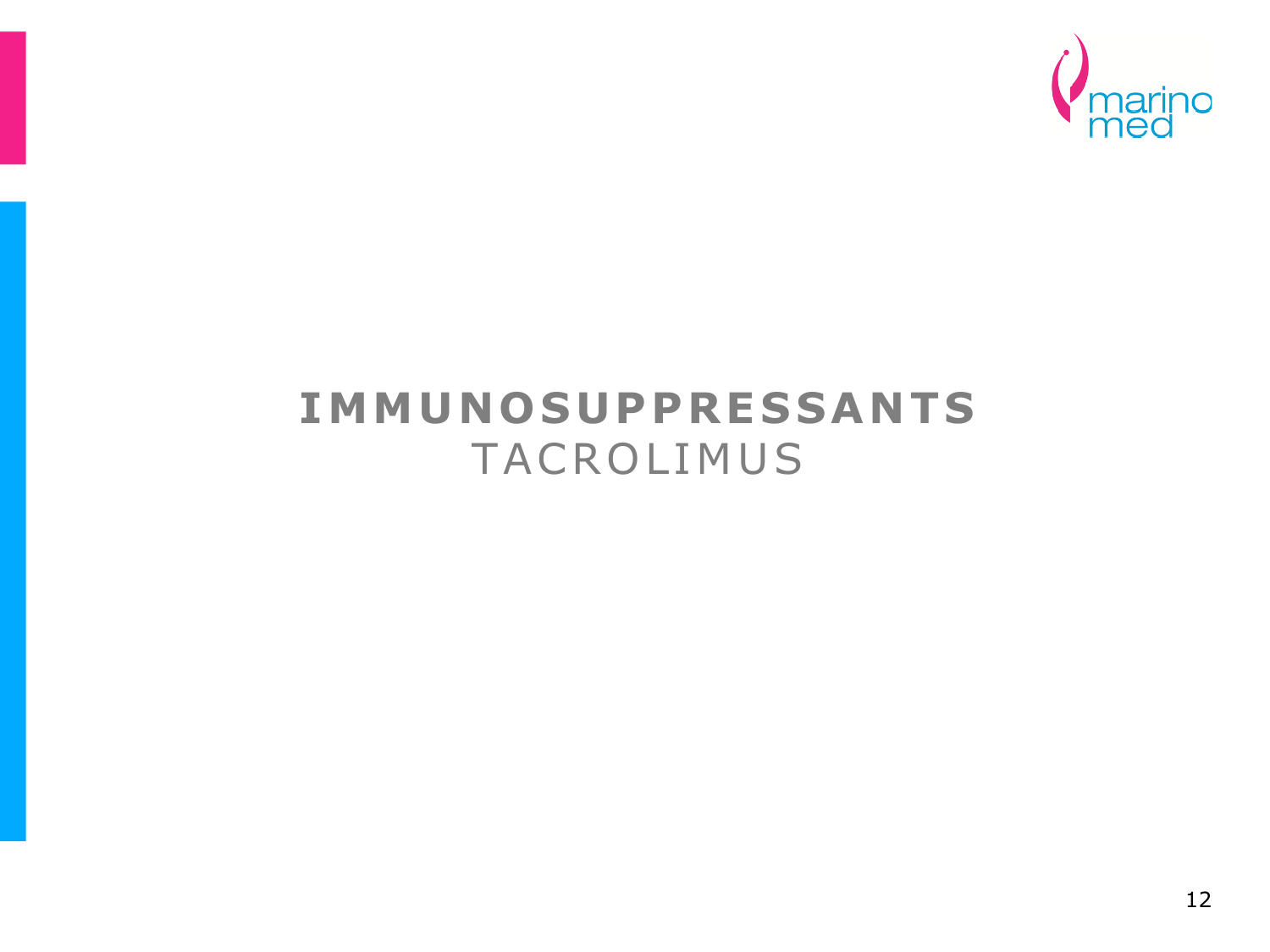# IMMUNOSUPPRESSANTS

## TACROLIMUS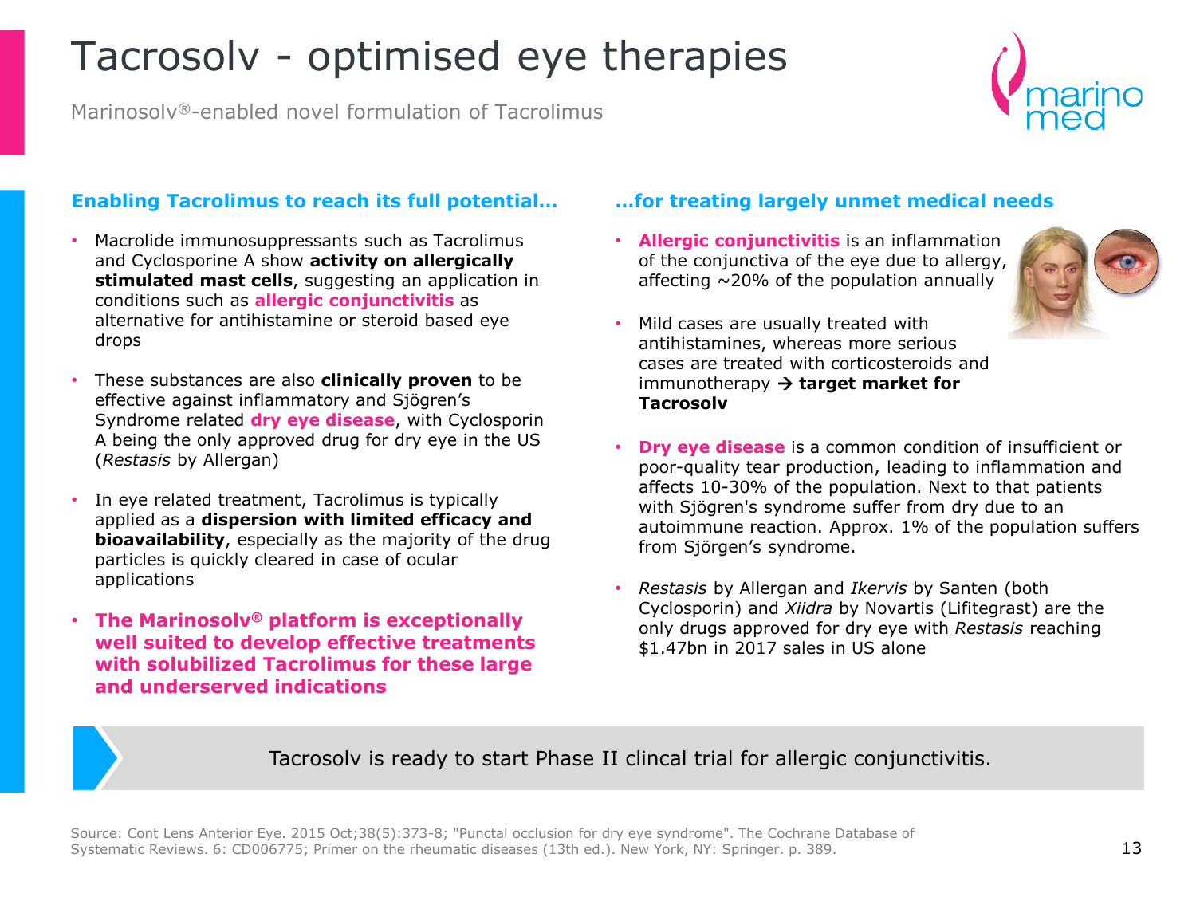# Tacrosolv - optimised eye therapies

Marinosolv®-enabled novel formulation of Tacrolimus

### Enabling Tacrolimus to reach its full potential…

- Macrolide immunosuppressants such as Tacrolimus and Cyclosporine A show **activity on allergically stimulated mast cells**, suggesting an application in conditions such as **allergic conjunctivitis** as alternative for antihistamine or steroid based eye drops
- These substances are also **clinically proven** to be effective against inflammatory and Sjögren's Syndrome related **dry eye disease**, with Cyclosporin A being the only approved drug for dry eye in the US (*Restasis* by Allergan)
- In eye related treatment, Tacrolimus is typically applied as a **dispersion with limited efficacy and bioavailability**, especially as the majority of the drug particles is quickly cleared in case of ocular applications
- **The Marinosolv® platform is exceptionally well suited to develop effective treatments with solubilized Tacrolimus for these large and underserved indications**

### …for treating largely unmet medical needs

- **Allergic conjunctivitis** is an inflammation of the conjunctiva of the eye due to allergy, affecting ~20% of the population annually
- Mild cases are usually treated with antihistamines, whereas more serious cases are treated with corticosteroids and immunotherapy → **target market for Tacrosolv**
- **Dry eye disease** is a common condition of insufficient or poor-quality tear production, leading to inflammation and affects 10-30% of the population. Next to that patients with Sjögren's syndrome suffer from dry due to an autoimmune reaction. Approx. 1% of the population suffers from Sjörgen's syndrome.
- *Restasis* by Allergan and *Ikervis* by Santen (both Cyclosporin) and *Xiidra* by Novartis (Lifitegrast) are the only drugs approved for dry eye with *Restasis* reaching $1.47bn in 2017 sales in US alone

Tacrosolv is ready to start Phase II clincal trial for allergic conjunctivitis.

Source: Cont Lens Anterior Eye. 2015 Oct;38(5):373-8; "Punctal occlusion for dry eye syndrome". The Cochrane Database of Systematic Reviews. 6: CD006775; Primer on the rheumatic diseases (13th ed.). New York, NY: Springer. p. 389.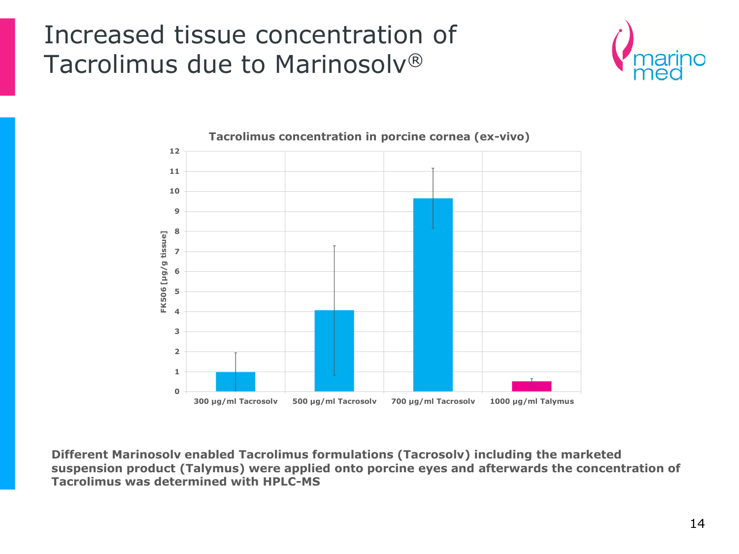# Increased tissue concentration of Tacrolimus due to Marinosolv®

**Tacrolimus concentration in porcine cornea (ex-vivo)**

FK506 [µg/g tissue]

300 µg/ml Tacrosolv | 500 µg/ml Tacrosolv | 700 µg/ml Tacrosolv | 1000 µg/ml Talymus

**Different Marinosolv enabled Tacrolimus formulations (Tacrosolv) including the marketed suspension product (Talymus) were applied onto porcine eyes and afterwards the concentration of Tacrolimus was determined with HPLC-MS**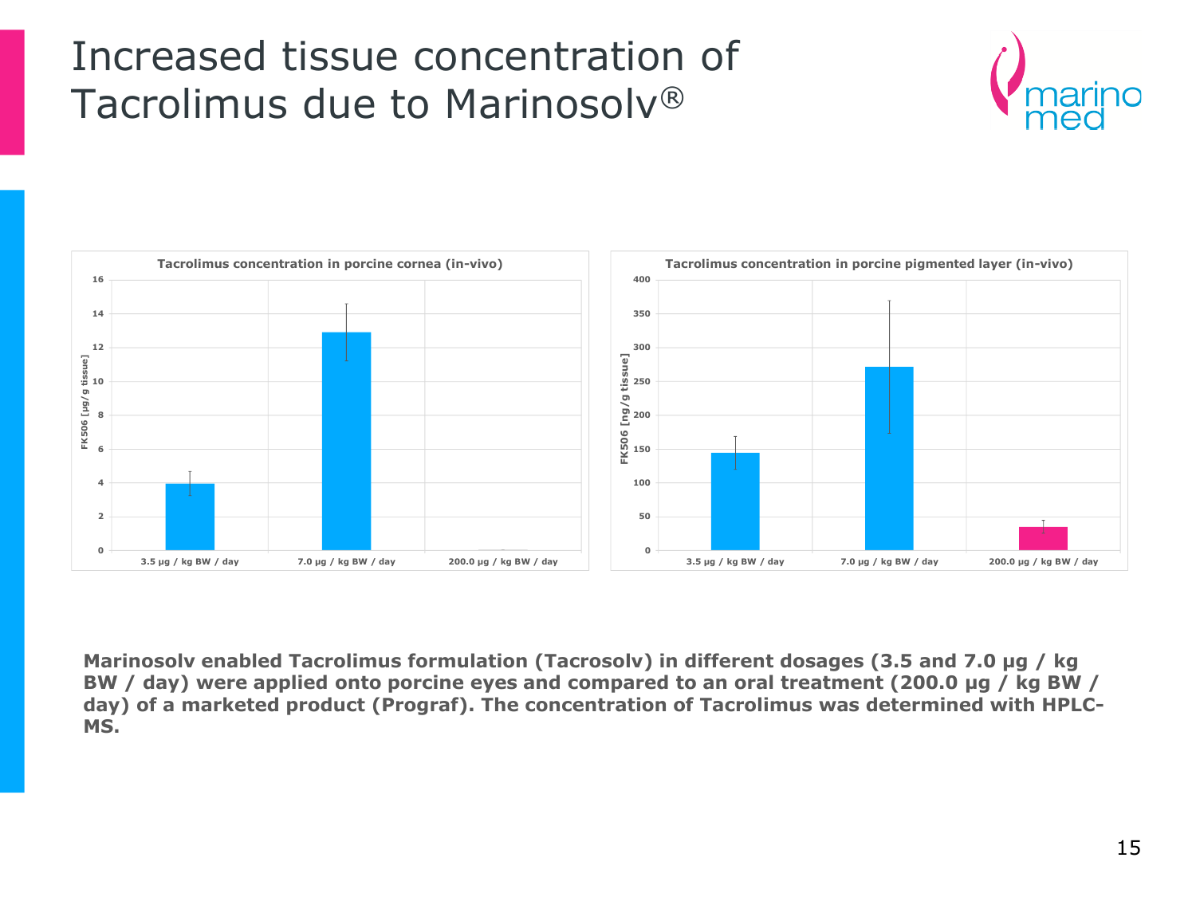# Increased tissue concentration of Tacrolimus due to Marinosolv®

**Tacrolimus concentration in porcine cornea (in-vivo)**

FK506 [µg/g tissue]

3.5 µg / kg BW / day | 7.0 µg / kg BW / day | 200.0 µg / kg BW / day

**Tacrolimus concentration in porcine pigmented layer (in-vivo)**

FK506 [ng/g tissue]

3.5 µg / kg BW / day | 7.0 µg / kg BW / day | 200.0 µg / kg BW / day

**Marinosolv enabled Tacrolimus formulation (Tacrosolv) in different dosages (3.5 and 7.0 µg / kg BW / day) were applied onto porcine eyes and compared to an oral treatment (200.0 µg / kg BW / day) of a marketed product (Prograf). The concentration of Tacrolimus was determined with HPLC-MS.**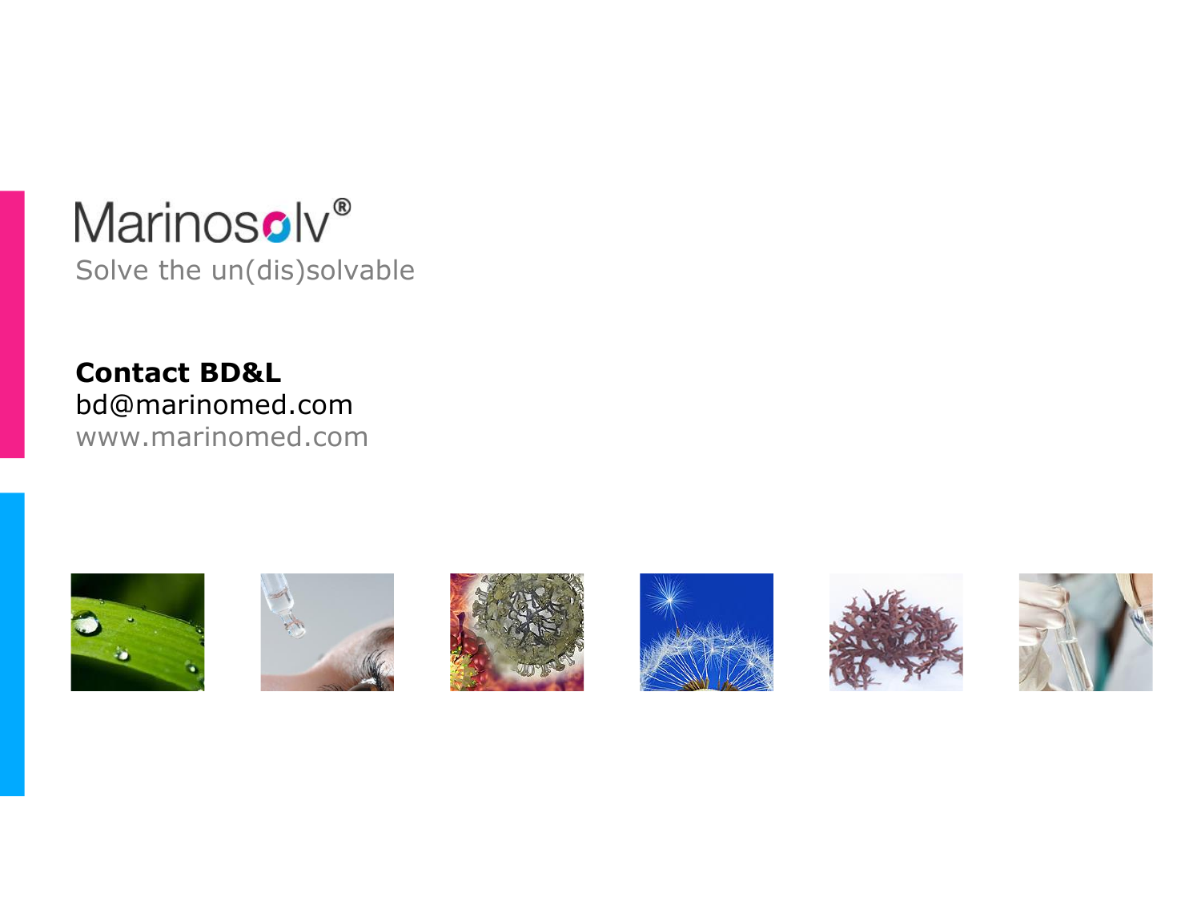# Marinosolv®

Solve the un(dis)solvable

**Contact BD&L**
bd@marinomed.com
www.marinomed.com